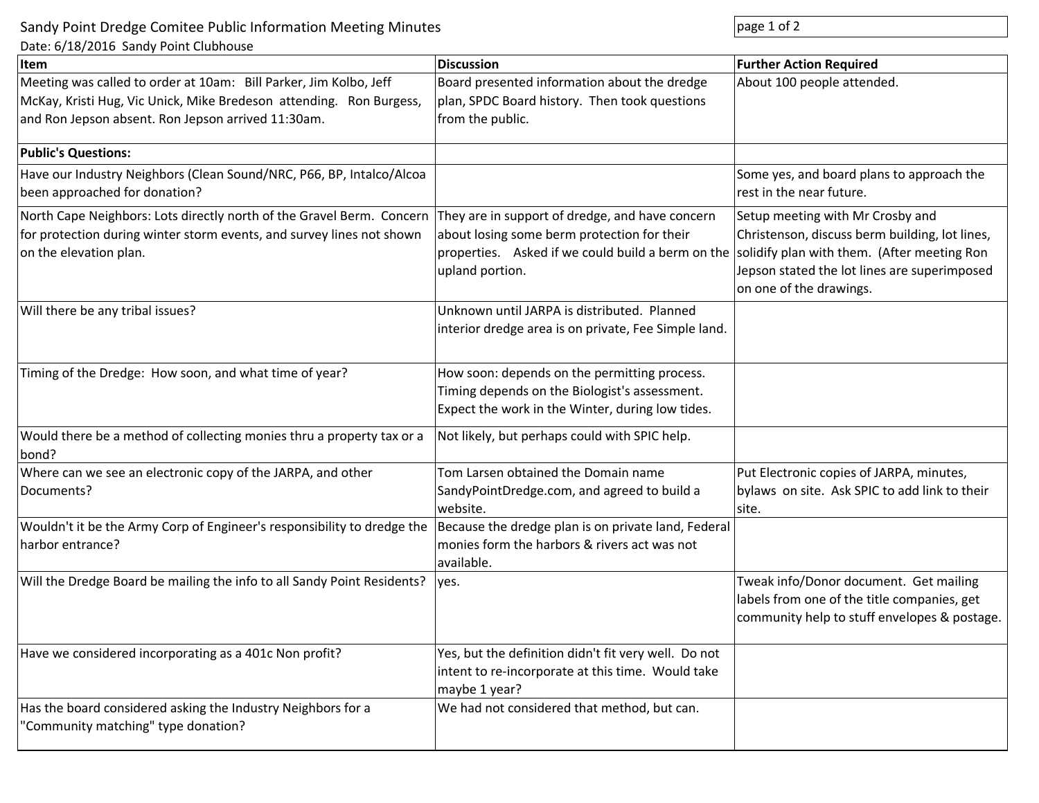# Sandy Point Dredge Comitee Public Information Meeting Minutes

Date: 6/18/2016 Sandy Point Clubhouse

| Item | Discussion | Further Action Required |
|---|---|---|
| Meeting was called to order at 10am: Bill Parker, Jim Kolbo, Jeff McKay, Kristi Hug, Vic Unick, Mike Bredeson attending. Ron Burgess, and Ron Jepson absent. Ron Jepson arrived 11:30am. | Board presented information about the dredge plan, SPDC Board history. Then took questions from the public. | About 100 people attended. |
| **Public's Questions:** | | |
| Have our Industry Neighbors (Clean Sound/NRC, P66, BP, Intalco/Alcoa been approached for donation? | | Some yes, and board plans to approach the rest in the near future. |
| North Cape Neighbors: Lots directly north of the Gravel Berm. Concern for protection during winter storm events, and survey lines not shown on the elevation plan. | They are in support of dredge, and have concern about losing some berm protection for their properties. Asked if we could build a berm on the upland portion. | Setup meeting with Mr Crosby and Christenson, discuss berm building, lot lines, solidify plan with them. (After meeting Ron Jepson stated the lot lines are superimposed on one of the drawings. |
| Will there be any tribal issues? | Unknown until JARPA is distributed. Planned interior dredge area is on private, Fee Simple land. | |
| Timing of the Dredge: How soon, and what time of year? | How soon: depends on the permitting process. Timing depends on the Biologist's assessment. Expect the work in the Winter, during low tides. | |
| Would there be a method of collecting monies thru a property tax or a bond? | Not likely, but perhaps could with SPIC help. | |
| Where can we see an electronic copy of the JARPA, and other Documents? | Tom Larsen obtained the Domain name SandyPointDredge.com, and agreed to build a website. | Put Electronic copies of JARPA, minutes, bylaws on site. Ask SPIC to add link to their site. |
| Wouldn't it be the Army Corp of Engineer's responsibility to dredge the harbor entrance? | Because the dredge plan is on private land, Federal monies form the harbors & rivers act was not available. | |
| Will the Dredge Board be mailing the info to all Sandy Point Residents? | yes. | Tweak info/Donor document. Get mailing labels from one of the title companies, get community help to stuff envelopes & postage. |
| Have we considered incorporating as a 401c Non profit? | Yes, but the definition didn't fit very well. Do not intent to re-incorporate at this time. Would take maybe 1 year? | |
| Has the board considered asking the Industry Neighbors for a "Community matching" type donation? | We had not considered that method, but can. | |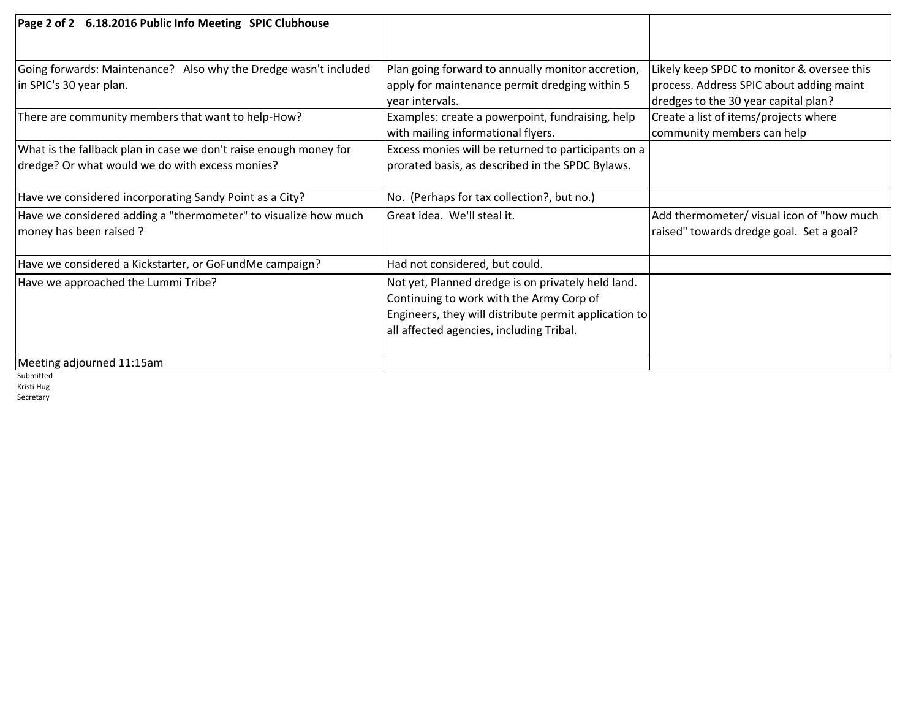| | | |
|---|---|---|
| **6.18.2016 Public Info Meeting SPIC Clubhouse** | | |
| Going forwards: Maintenance? Also why the Dredge wasn't included in SPIC's 30 year plan. | Plan going forward to annually monitor accretion, apply for maintenance permit dredging within 5 year intervals. | Likely keep SPDC to monitor & oversee this process. Address SPIC about adding maint dredges to the 30 year capital plan? |
| There are community members that want to help-How? | Examples: create a powerpoint, fundraising, help with mailing informational flyers. | Create a list of items/projects where community members can help |
| What is the fallback plan in case we don't raise enough money for dredge? Or what would we do with excess monies? | Excess monies will be returned to participants on a prorated basis, as described in the SPDC Bylaws. | |
| Have we considered incorporating Sandy Point as a City? | No. (Perhaps for tax collection?, but no.) | |
| Have we considered adding a "thermometer" to visualize how much money has been raised ? | Great idea. We'll steal it. | Add thermometer/ visual icon of "how much raised" towards dredge goal. Set a goal? |
| Have we considered a Kickstarter, or GoFundMe campaign? | Had not considered, but could. | |
| Have we approached the Lummi Tribe? | Not yet, Planned dredge is on privately held land. Continuing to work with the Army Corp of Engineers, they will distribute permit application to all affected agencies, including Tribal. | |
| Meeting adjourned 11:15am | | |

Submitted
Kristi Hug
Secretary